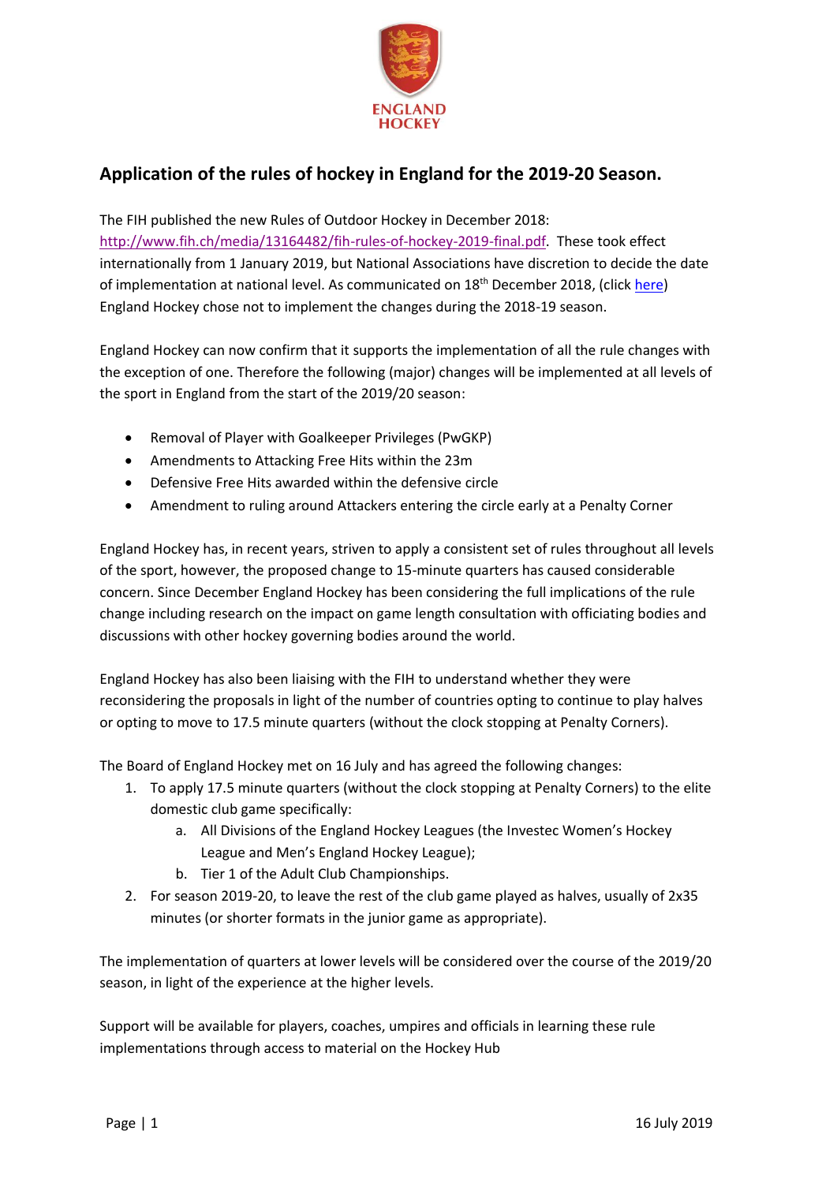ENGLAND HOCKEY

## Application of the rules of hockey in England for the 2019-20 Season.

The FIH published the new Rules of Outdoor Hockey in December 2018: http://www.fih.ch/media/13164482/fih-rules-of-hockey-2019-final.pdf. These took effect internationally from 1 January 2019, but National Associations have discretion to decide the date of implementation at national level. As communicated on 18th December 2018, (click here) England Hockey chose not to implement the changes during the 2018-19 season.

England Hockey can now confirm that it supports the implementation of all the rule changes with the exception of one. Therefore the following (major) changes will be implemented at all levels of the sport in England from the start of the 2019/20 season:

- Removal of Player with Goalkeeper Privileges (PwGKP)
- Amendments to Attacking Free Hits within the 23m
- Defensive Free Hits awarded within the defensive circle
- Amendment to ruling around Attackers entering the circle early at a Penalty Corner

England Hockey has, in recent years, striven to apply a consistent set of rules throughout all levels of the sport, however, the proposed change to 15-minute quarters has caused considerable concern. Since December England Hockey has been considering the full implications of the rule change including research on the impact on game length consultation with officiating bodies and discussions with other hockey governing bodies around the world.

England Hockey has also been liaising with the FIH to understand whether they were reconsidering the proposals in light of the number of countries opting to continue to play halves or opting to move to 17.5 minute quarters (without the clock stopping at Penalty Corners).

The Board of England Hockey met on 16 July and has agreed the following changes:

1. To apply 17.5 minute quarters (without the clock stopping at Penalty Corners) to the elite domestic club game specifically:
    a. All Divisions of the England Hockey Leagues (the Investec Women's Hockey League and Men's England Hockey League);
    b. Tier 1 of the Adult Club Championships.
2. For season 2019-20, to leave the rest of the club game played as halves, usually of 2x35 minutes (or shorter formats in the junior game as appropriate).

The implementation of quarters at lower levels will be considered over the course of the 2019/20 season, in light of the experience at the higher levels.

Support will be available for players, coaches, umpires and officials in learning these rule implementations through access to material on the Hockey Hub

16 July 2019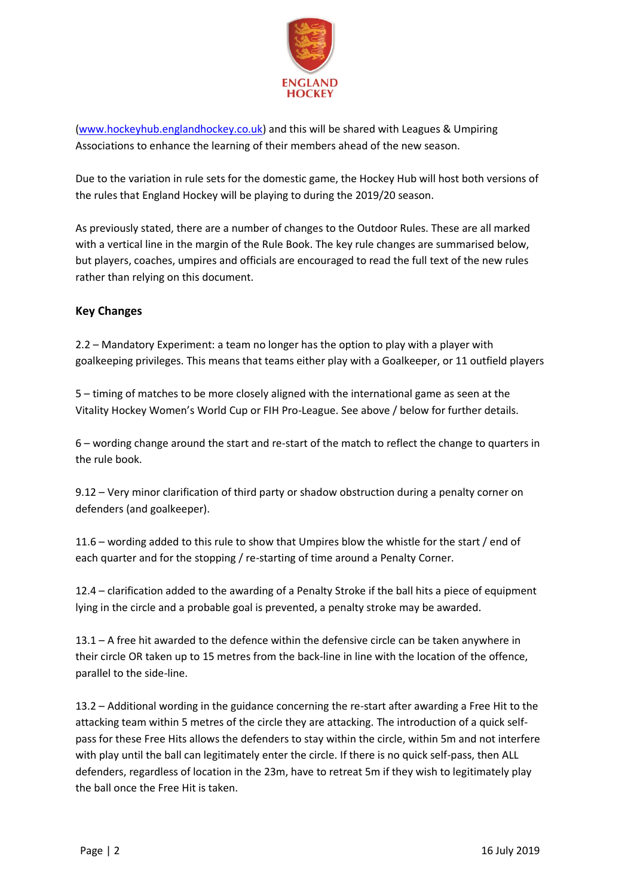(www.hockeyhub.englandhockey.co.uk) and this will be shared with Leagues & Umpiring Associations to enhance the learning of their members ahead of the new season.

Due to the variation in rule sets for the domestic game, the Hockey Hub will host both versions of the rules that England Hockey will be playing to during the 2019/20 season.

As previously stated, there are a number of changes to the Outdoor Rules. These are all marked with a vertical line in the margin of the Rule Book. The key rule changes are summarised below, but players, coaches, umpires and officials are encouraged to read the full text of the new rules rather than relying on this document.

**Key Changes**

2.2 – Mandatory Experiment: a team no longer has the option to play with a player with goalkeeping privileges. This means that teams either play with a Goalkeeper, or 11 outfield players

5 – timing of matches to be more closely aligned with the international game as seen at the Vitality Hockey Women's World Cup or FIH Pro-League. See above / below for further details.

6 – wording change around the start and re-start of the match to reflect the change to quarters in the rule book.

9.12 – Very minor clarification of third party or shadow obstruction during a penalty corner on defenders (and goalkeeper).

11.6 – wording added to this rule to show that Umpires blow the whistle for the start / end of each quarter and for the stopping / re-starting of time around a Penalty Corner.

12.4 – clarification added to the awarding of a Penalty Stroke if the ball hits a piece of equipment lying in the circle and a probable goal is prevented, a penalty stroke may be awarded.

13.1 – A free hit awarded to the defence within the defensive circle can be taken anywhere in their circle OR taken up to 15 metres from the back-line in line with the location of the offence, parallel to the side-line.

13.2 – Additional wording in the guidance concerning the re-start after awarding a Free Hit to the attacking team within 5 metres of the circle they are attacking. The introduction of a quick self-pass for these Free Hits allows the defenders to stay within the circle, within 5m and not interfere with play until the ball can legitimately enter the circle. If there is no quick self-pass, then ALL defenders, regardless of location in the 23m, have to retreat 5m if they wish to legitimately play the ball once the Free Hit is taken.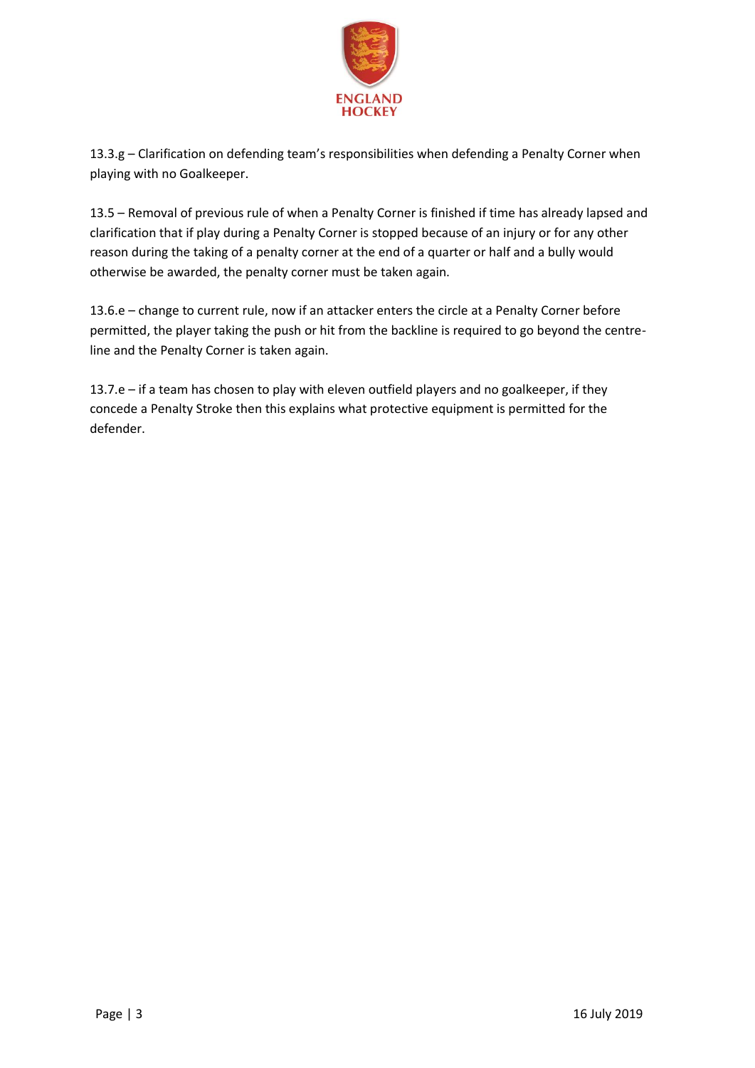13.3.g – Clarification on defending team's responsibilities when defending a Penalty Corner when playing with no Goalkeeper.

13.5 – Removal of previous rule of when a Penalty Corner is finished if time has already lapsed and clarification that if play during a Penalty Corner is stopped because of an injury or for any other reason during the taking of a penalty corner at the end of a quarter or half and a bully would otherwise be awarded, the penalty corner must be taken again.

13.6.e – change to current rule, now if an attacker enters the circle at a Penalty Corner before permitted, the player taking the push or hit from the backline is required to go beyond the centre-line and the Penalty Corner is taken again.

13.7.e – if a team has chosen to play with eleven outfield players and no goalkeeper, if they concede a Penalty Stroke then this explains what protective equipment is permitted for the defender.